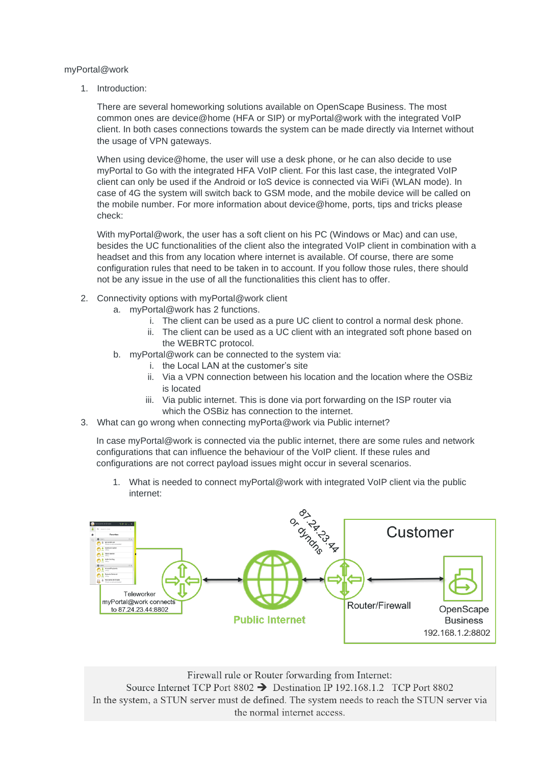myPortal@work

1. Introduction:

   There are several homeworking solutions available on OpenScape Business. The most common ones are device@home (HFA or SIP) or myPortal@work with the integrated VoIP client. In both cases connections towards the system can be made directly via Internet without the usage of VPN gateways.

   When using device@home, the user will use a desk phone, or he can also decide to use myPortal to Go with the integrated HFA VoIP client. For this last case, the integrated VoIP client can only be used if the Android or IoS device is connected via WiFi (WLAN mode). In case of 4G the system will switch back to GSM mode, and the mobile device will be called on the mobile number. For more information about device@home, ports, tips and tricks please check:

   With myPortal@work, the user has a soft client on his PC (Windows or Mac) and can use, besides the UC functionalities of the client also the integrated VoIP client in combination with a headset and this from any location where internet is available. Of course, there are some configuration rules that need to be taken in to account. If you follow those rules, there should not be any issue in the use of all the functionalities this client has to offer.

2. Connectivity options with myPortal@work client
   a. myPortal@work has 2 functions.
      i. The client can be used as a pure UC client to control a normal desk phone.
      ii. The client can be used as a UC client with an integrated soft phone based on the WEBRTC protocol.
   b. myPortal@work can be connected to the system via:
      i. the Local LAN at the customer's site
      ii. Via a VPN connection between his location and the location where the OSBiz is located
      iii. Via public internet. This is done via port forwarding on the ISP router via which the OSBiz has connection to the internet.
3. What can go wrong when connecting myPorta@work via Public internet?

   In case myPortal@work is connected via the public internet, there are some rules and network configurations that can influence the behaviour of the VoIP client. If these rules and configurations are not correct payload issues might occur in several scenarios.

   1. What is needed to connect myPortal@work with integrated VoIP client via the public internet:

Teleworker
myPortal@work connects to 87.24.23.44:8802

Public Internet

87.24.23.44 or dyndns

Customer

Router/Firewall

OpenScape Business
192.168.1.2:8802

Firewall rule or Router forwarding from Internet:
Source Internet TCP Port 8802 ➔ Destination IP 192.168.1.2 TCP Port 8802
In the system, a STUN server must de defined. The system needs to reach the STUN server via the normal internet access.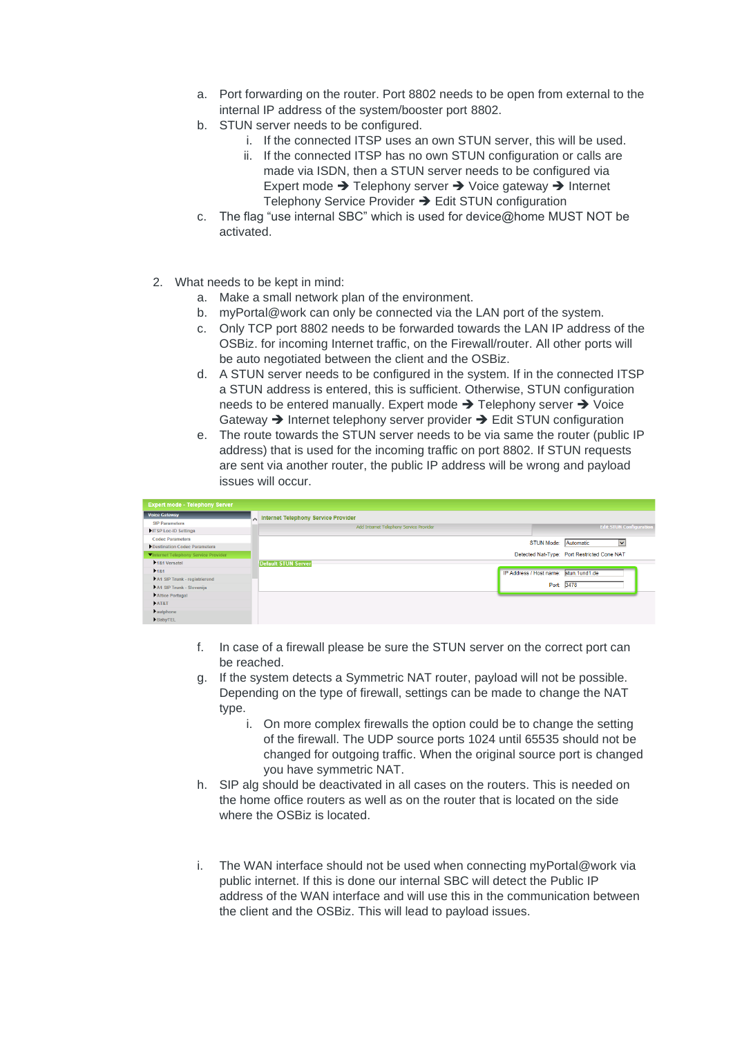a. Port forwarding on the router. Port 8802 needs to be open from external to the internal IP address of the system/booster port 8802.

b. STUN server needs to be configured.

   i. If the connected ITSP uses an own STUN server, this will be used.

   ii. If the connected ITSP has no own STUN configuration or calls are made via ISDN, then a STUN server needs to be configured via Expert mode ➔ Telephony server ➔ Voice gateway ➔ Internet Telephony Service Provider ➔ Edit STUN configuration

c. The flag "use internal SBC" which is used for device@home MUST NOT be activated.

2. What needs to be kept in mind:

   a. Make a small network plan of the environment.

   b. myPortal@work can only be connected via the LAN port of the system.

   c. Only TCP port 8802 needs to be forwarded towards the LAN IP address of the OSBiz. for incoming Internet traffic, on the Firewall/router. All other ports will be auto negotiated between the client and the OSBiz.

   d. A STUN server needs to be configured in the system. If in the connected ITSP a STUN address is entered, this is sufficient. Otherwise, STUN configuration needs to be entered manually. Expert mode ➔ Telephony server ➔ Voice Gateway ➔ Internet telephony server provider ➔ Edit STUN configuration

   e. The route towards the STUN server needs to be via same the router (public IP address) that is used for the incoming traffic on port 8802. If STUN requests are sent via another router, the public IP address will be wrong and payload issues will occur.

   f. In case of a firewall please be sure the STUN server on the correct port can be reached.

   g. If the system detects a Symmetric NAT router, payload will not be possible. Depending on the type of firewall, settings can be made to change the NAT type.

      i. On more complex firewalls the option could be to change the setting of the firewall. The UDP source ports 1024 until 65535 should not be changed for outgoing traffic. When the original source port is changed you have symmetric NAT.

   h. SIP alg should be deactivated in all cases on the routers. This is needed on the home office routers as well as on the router that is located on the side where the OSBiz is located.

   i. The WAN interface should not be used when connecting myPortal@work via public internet. If this is done our internal SBC will detect the Public IP address of the WAN interface and will use this in the communication between the client and the OSBiz. This will lead to payload issues.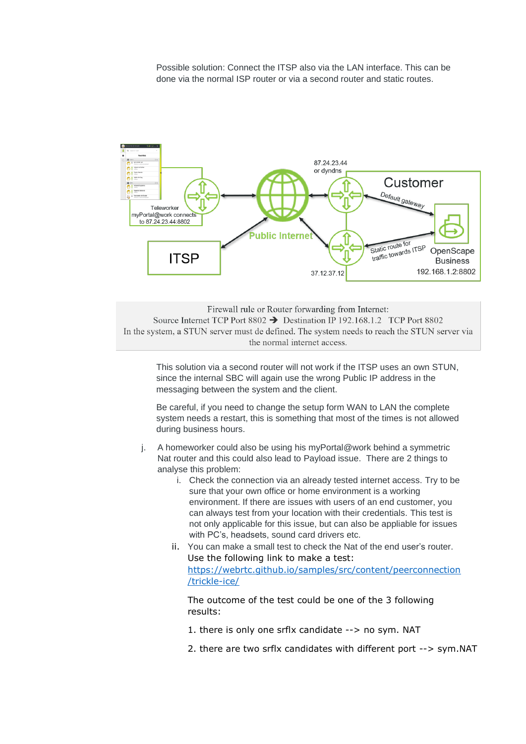Possible solution: Connect the ITSP also via the LAN interface. This can be done via the normal ISP router or via a second router and static routes.

Firewall rule or Router forwarding from Internet:
Source Internet TCP Port 8802 ➔ Destination IP 192.168.1.2 TCP Port 8802
In the system, a STUN server must de defined. The system needs to reach the STUN server via the normal internet access.

This solution via a second router will not work if the ITSP uses an own STUN, since the internal SBC will again use the wrong Public IP address in the messaging between the system and the client.

Be careful, if you need to change the setup form WAN to LAN the complete system needs a restart, this is something that most of the times is not allowed during business hours.

j. A homeworker could also be using his myPortal@work behind a symmetric Nat router and this could also lead to Payload issue. There are 2 things to analyse this problem:
   i. Check the connection via an already tested internet access. Try to be sure that your own office or home environment is a working environment. If there are issues with users of an end customer, you can always test from your location with their credentials. This test is not only applicable for this issue, but can also be appliable for issues with PC's, headsets, sound card drivers etc.
   ii. You can make a small test to check the Nat of the end user's router. Use the following link to make a test: https://webrtc.github.io/samples/src/content/peerconnection/trickle-ice/

   The outcome of the test could be one of the 3 following results:

   1. there is only one srflx candidate --> no sym. NAT

   2. there are two srflx candidates with different port --> sym.NAT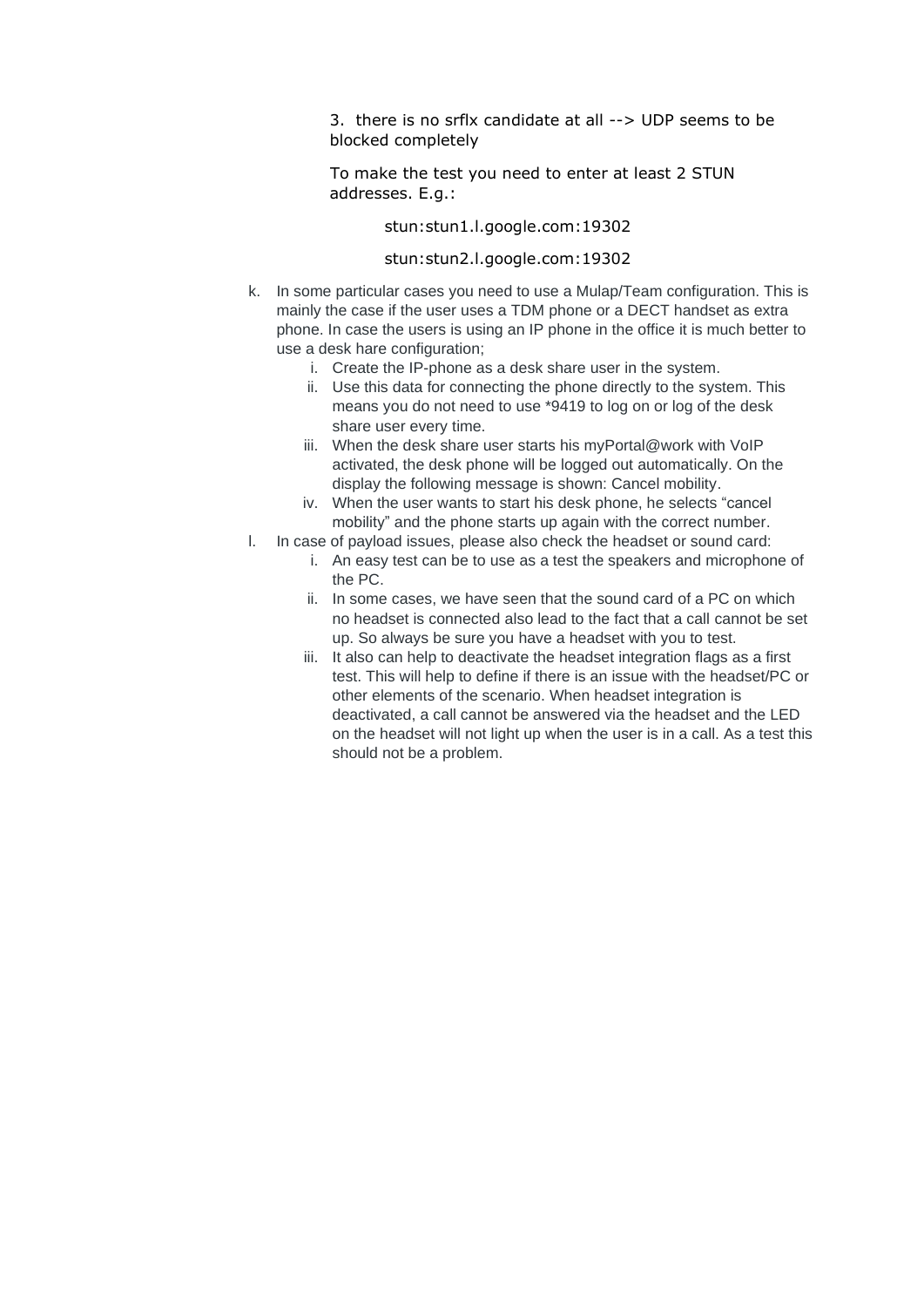3. there is no srflx candidate at all --> UDP seems to be blocked completely

To make the test you need to enter at least 2 STUN addresses. E.g.:

stun:stun1.l.google.com:19302

stun:stun2.l.google.com:19302

k. In some particular cases you need to use a Mulap/Team configuration. This is mainly the case if the user uses a TDM phone or a DECT handset as extra phone. In case the users is using an IP phone in the office it is much better to use a desk hare configuration;
    i. Create the IP-phone as a desk share user in the system.
    ii. Use this data for connecting the phone directly to the system. This means you do not need to use *9419 to log on or log of the desk share user every time.
    iii. When the desk share user starts his myPortal@work with VoIP activated, the desk phone will be logged out automatically. On the display the following message is shown: Cancel mobility.
    iv. When the user wants to start his desk phone, he selects “cancel mobility” and the phone starts up again with the correct number.
l. In case of payload issues, please also check the headset or sound card:
    i. An easy test can be to use as a test the speakers and microphone of the PC.
    ii. In some cases, we have seen that the sound card of a PC on which no headset is connected also lead to the fact that a call cannot be set up. So always be sure you have a headset with you to test.
    iii. It also can help to deactivate the headset integration flags as a first test. This will help to define if there is an issue with the headset/PC or other elements of the scenario. When headset integration is deactivated, a call cannot be answered via the headset and the LED on the headset will not light up when the user is in a call. As a test this should not be a problem.